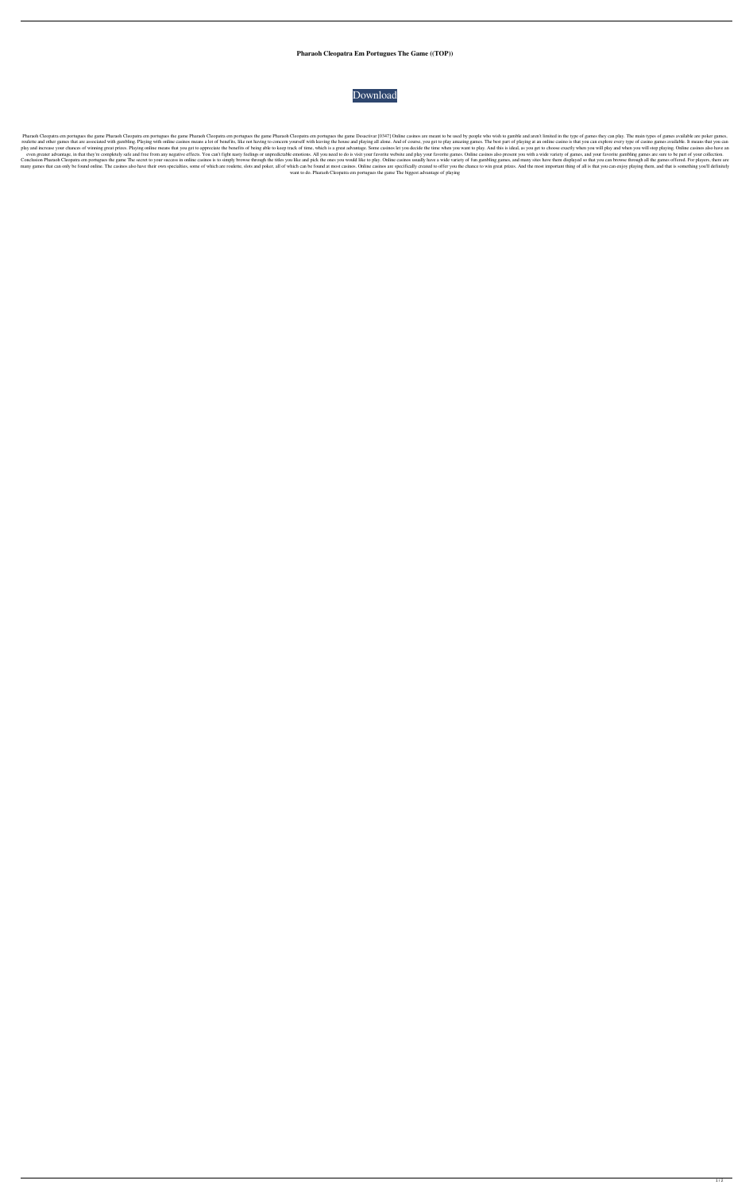**Pharaoh Cleopatra Em Portugues The Game ((TOP))**

Download

Pharaoh Cleopatra em portugues the game Pharaoh Cleopatra em portugues the game Pharaoh Cleopatra em portugues the game Pharaoh Cleopatra em portugues the game Desactivar [0347] Online casinos are meant to be used by people who wish to gamble and aren't limited in the type of games they can play. The main types of games available are poker games, roulette and other games that are associated with gambling. Playing with online casinos means a lot of benefits, like not having to concern yourself with leaving the house and playing all alone. And of course, you get to play amazing games. The best part of playing at an online casino is that you can explore every type of casino games available. It means that you can play and increase your chances of winning great prizes. Playing online means that you get to appreciate the benefits of being able to keep track of time, which is a great advantage. Some casinos let you decide the time when you want to play. And this is ideal, as you get to choose exactly when you will play and when you will stop playing. Online casinos also have an even greater advantage, in that they're completely safe and free from any negative effects. You can't fight nasty feelings or unpredictable emotions. All you need to do is visit your favorite website and play your favorite games. Online casinos also present you with a wide variety of games, and your favorite gambling games are sure to be part of your collection. Conclusion Pharaoh Cleopatra em portugues the game The secret to your success in online casinos is to simply browse through the titles you like and pick the ones you would like to play. Online casinos usually have a wide variety of fun gambling games, and many sites have them displayed so that you can browse through all the games offered. For players, there are many games that can only be found online. The casinos also have their own specialties, some of which are roulette, slots and poker, all of which can be found at most casinos. Online casinos are specifically created to offer you the chance to win great prizes. And the most important thing of all is that you can enjoy playing them, and that is something you'll definitely want to do. Pharaoh Cleopatra em portugues the game The biggest advantage of playing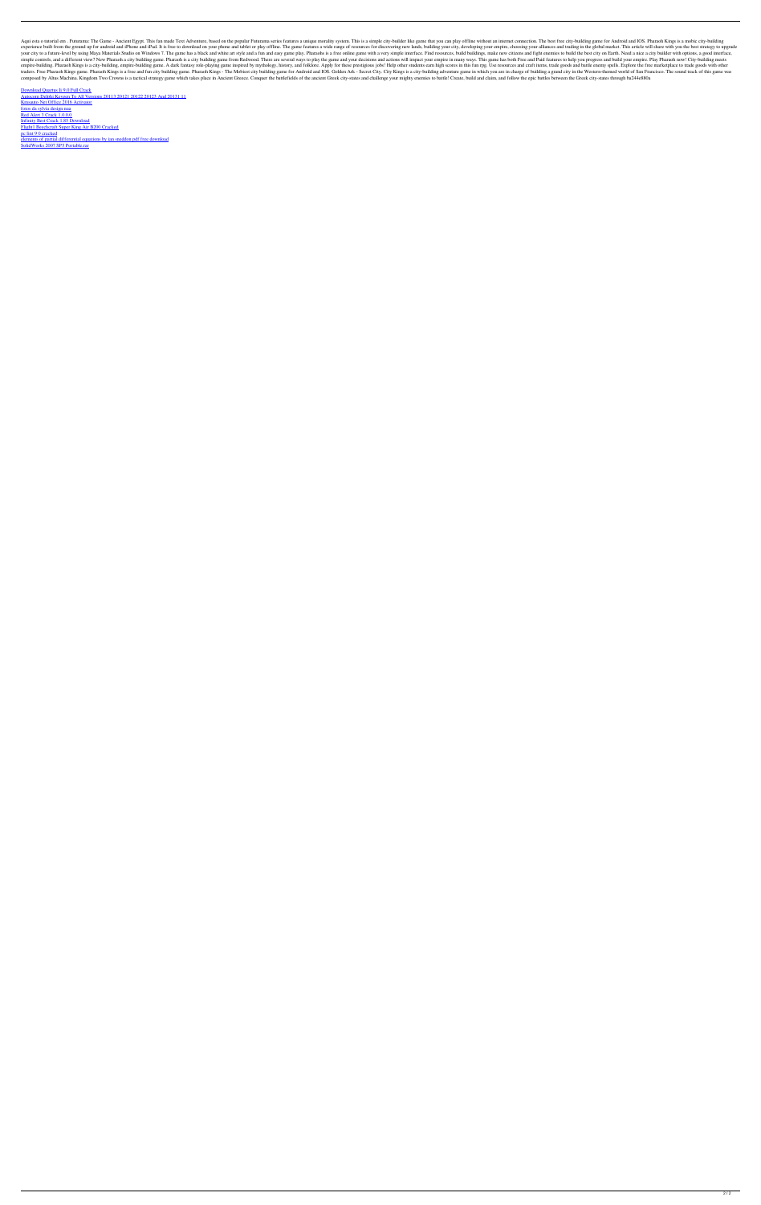Aqui esta o tutorial em . Futurama: The Game - Ancient Egypt. This fan made Text Adventure, based on the popular Futurama series features a unique morality system. This is a simple city-builder like game that you can play offline without an internet connection. The best free city-building game for Android and IOS. Pharaoh Kings is a mobic city-building experience built from the ground up for android and iPhone and iPad. It is free to download on your phone and tablet or play offline. The game features a wide range of resources for discovering new lands, building your city, developing your empire, choosing your alliances and trading in the global market. This article will share with you the best strategy to upgrade your city to a future-level by using Maya Materials Studio on Windows 7. The game has a black and white art style and a fun and easy game play. Pharaohs is a free online game with a very simple interface. Find resources, build buildings, make new citizens and fight enemies to build the best city on Earth. Need a nice a city builder with options, a good interface, simple controls, and a different view? New Pharaoh a city building game. Pharaoh is a city building game from Redwood. There are several ways to play the game and your decisions and actions will impact your empire in many ways. This game has both Free and Paid features to help you progress and build your empire. Play Pharaoh now! City-building meets empire-building. Pharaoh Kings is a city-building, empire-building game. A dark fantasy role-playing game inspired by mythology, history, and folklore. Apply for these prestigious jobs! Help other students earn high scores in this fun rpg. Use resources and craft items, trade goods and battle enemy spells. Explore the free marketplace to trade goods with other traders. Free Pharaoh Kings game. Pharaoh Kings is a free and fun city building game. Pharaoh Kings - The Mobiest city building game for Android and IOS. Golden Ark - Secret City. City Kings is a city-building adventure game in which you are in charge of building a grand city in the Western-themed world of San Francisco. The sound track of this game was composed by Altus Machina. Kingdom Two Crowns is a tactical strategy game which takes place in Ancient Greece. Conquer the battlefields of the ancient Greek city-states and challenge your mighty enemies to battle! Create, build and claim, and follow the epic battles between the Greek city-states through ba244e880a

Download Quartus Ii 9.0 Full Crack
Autocom Delphi Keygen To All Versions 2011 3 2012 1 2012 2 2012 3 And 2013 1 11
Kmsauto Net Office 2016 Activator
fotos de sylvia design nua
Red Alert 3 Crack 1.0.0.0
Infinity Best Crack 1.85 Download
Flight1 Beechcraft Super King Air B200 Cracked
pc lint 9.0 cracked
elements of partial differential equations by ian sneddon pdf free download
SolidWorks 2007 SP5 Portable.rar